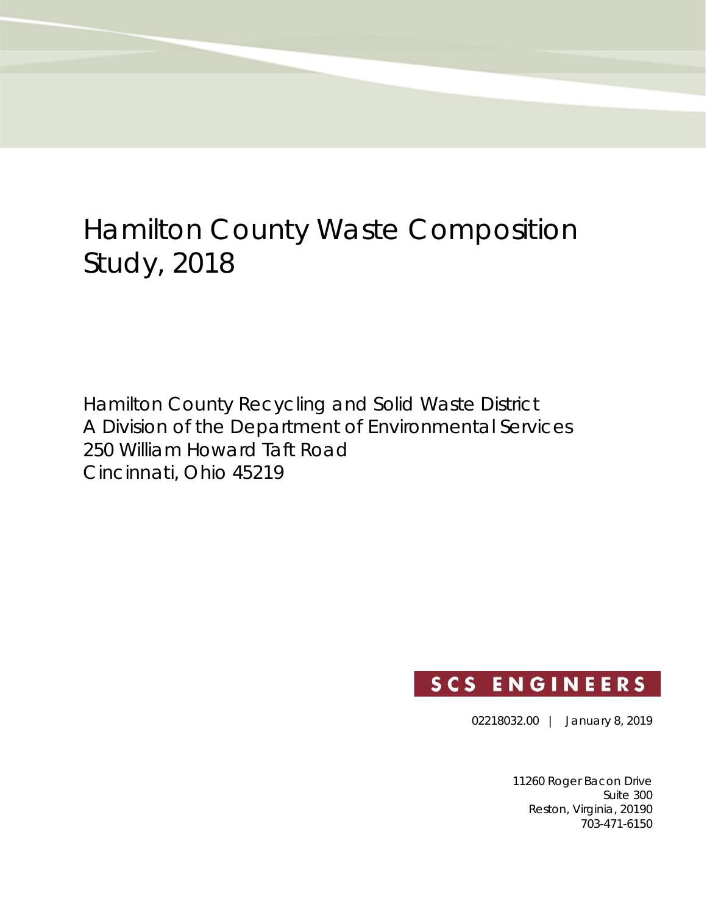# Hamilton County Waste Composition Study, 2018

Hamilton County Recycling and Solid Waste District
A Division of the Department of Environmental Services
250 William Howard Taft Road
Cincinnati, Ohio 45219

**SCS ENGINEERS**

02218032.00 | January 8, 2019

11260 Roger Bacon Drive
Suite 300
Reston, Virginia, 20190
703-471-6150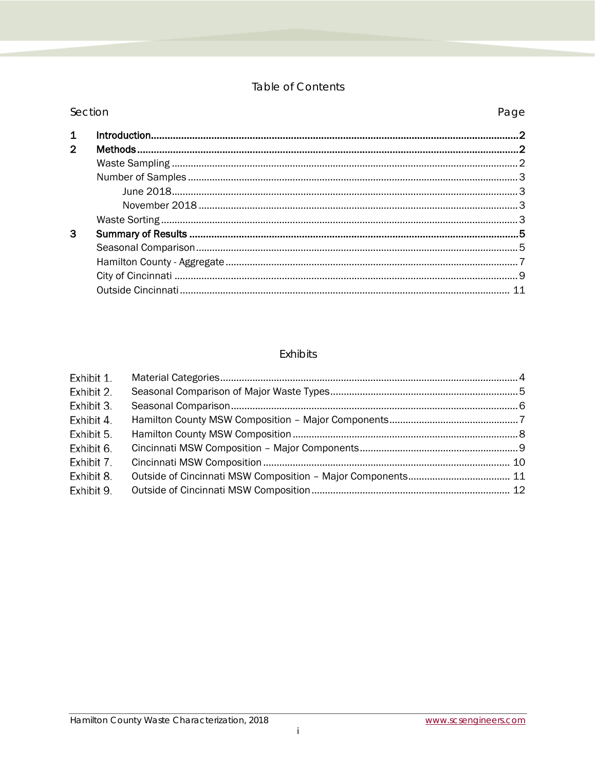# Table of Contents

| Section | | Page |
|---|---|---|
| **1** | **Introduction** | **2** |
| **2** | **Methods** | **2** |
| | Waste Sampling | 2 |
| | Number of Samples | 3 |
| | June 2018 | 3 |
| | November 2018 | 3 |
| | Waste Sorting | 3 |
| **3** | **Summary of Results** | **5** |
| | Seasonal Comparison | 5 |
| | Hamilton County - Aggregate | 7 |
| | City of Cincinnati | 9 |
| | Outside Cincinnati | 11 |

# Exhibits

| Exhibit | Title | Page |
|---|---|---|
| Exhibit 1. | Material Categories | 4 |
| Exhibit 2. | Seasonal Comparison of Major Waste Types | 5 |
| Exhibit 3. | Seasonal Comparison | 6 |
| Exhibit 4. | Hamilton County MSW Composition – Major Components | 7 |
| Exhibit 5. | Hamilton County MSW Composition | 8 |
| Exhibit 6. | Cincinnati MSW Composition – Major Components | 9 |
| Exhibit 7. | Cincinnati MSW Composition | 10 |
| Exhibit 8. | Outside of Cincinnati MSW Composition – Major Components | 11 |
| Exhibit 9. | Outside of Cincinnati MSW Composition | 12 |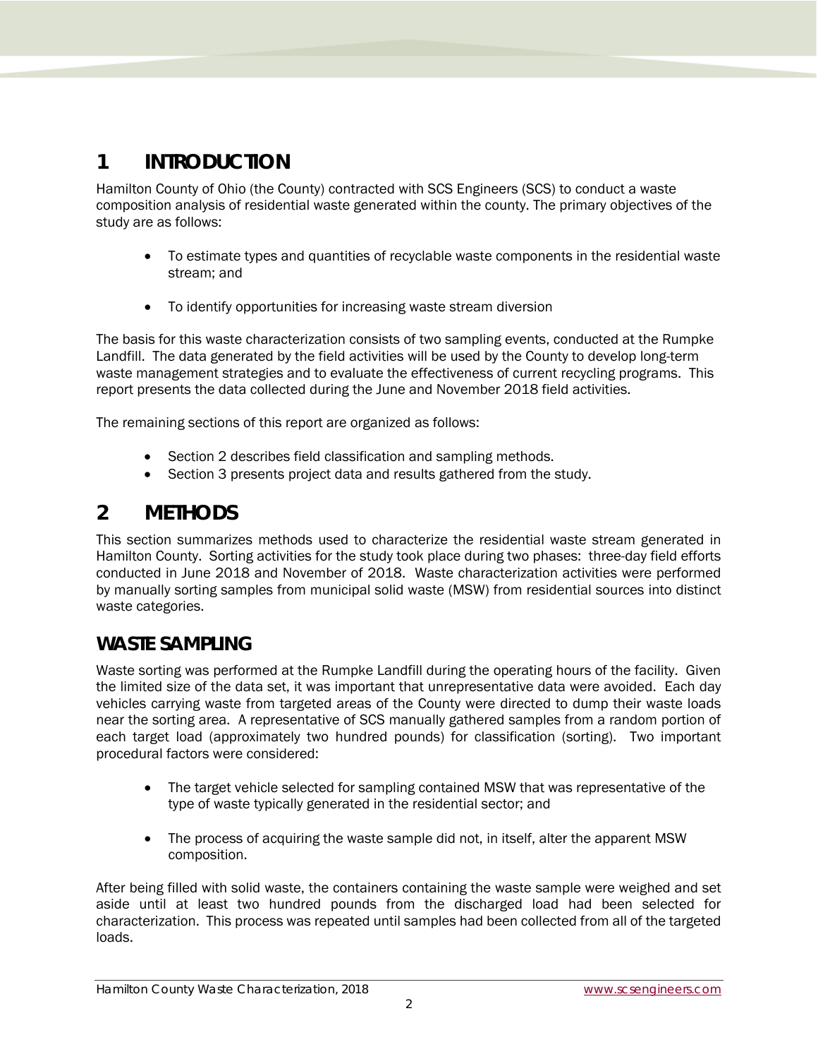# 1 INTRODUCTION

Hamilton County of Ohio (the County) contracted with SCS Engineers (SCS) to conduct a waste composition analysis of residential waste generated within the county. The primary objectives of the study are as follows:

- To estimate types and quantities of recyclable waste components in the residential waste stream; and
- To identify opportunities for increasing waste stream diversion

The basis for this waste characterization consists of two sampling events, conducted at the Rumpke Landfill. The data generated by the field activities will be used by the County to develop long-term waste management strategies and to evaluate the effectiveness of current recycling programs. This report presents the data collected during the June and November 2018 field activities.

The remaining sections of this report are organized as follows:

- Section 2 describes field classification and sampling methods.
- Section 3 presents project data and results gathered from the study.

# 2 METHODS

This section summarizes methods used to characterize the residential waste stream generated in Hamilton County. Sorting activities for the study took place during two phases: three-day field efforts conducted in June 2018 and November of 2018. Waste characterization activities were performed by manually sorting samples from municipal solid waste (MSW) from residential sources into distinct waste categories.

## WASTE SAMPLING

Waste sorting was performed at the Rumpke Landfill during the operating hours of the facility. Given the limited size of the data set, it was important that unrepresentative data were avoided. Each day vehicles carrying waste from targeted areas of the County were directed to dump their waste loads near the sorting area. A representative of SCS manually gathered samples from a random portion of each target load (approximately two hundred pounds) for classification (sorting). Two important procedural factors were considered:

- The target vehicle selected for sampling contained MSW that was representative of the type of waste typically generated in the residential sector; and
- The process of acquiring the waste sample did not, in itself, alter the apparent MSW composition.

After being filled with solid waste, the containers containing the waste sample were weighed and set aside until at least two hundred pounds from the discharged load had been selected for characterization. This process was repeated until samples had been collected from all of the targeted loads.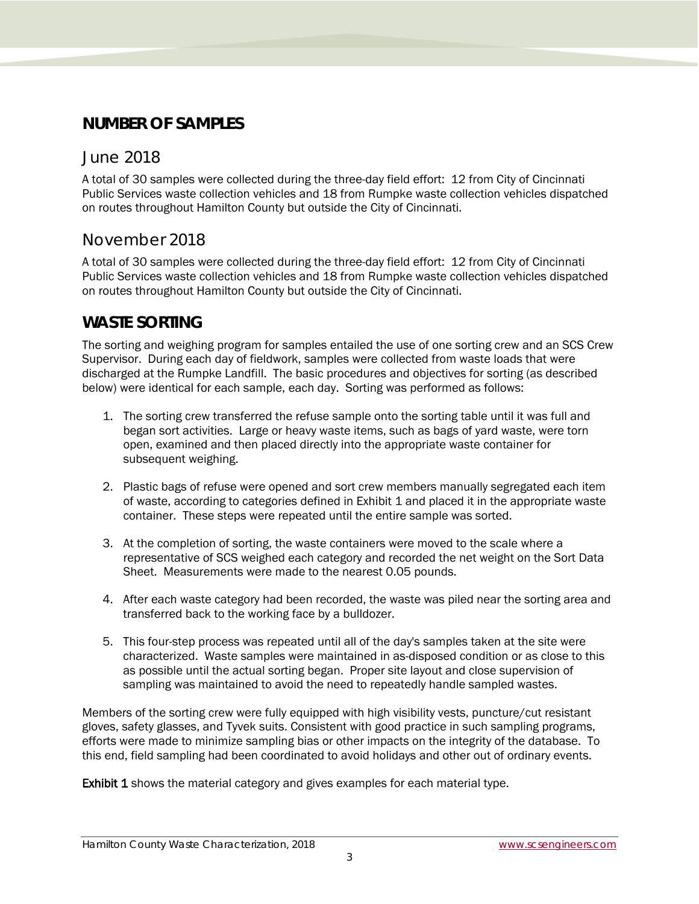## NUMBER OF SAMPLES

### June 2018

A total of 30 samples were collected during the three-day field effort: 12 from City of Cincinnati Public Services waste collection vehicles and 18 from Rumpke waste collection vehicles dispatched on routes throughout Hamilton County but outside the City of Cincinnati.

### November 2018

A total of 30 samples were collected during the three-day field effort: 12 from City of Cincinnati Public Services waste collection vehicles and 18 from Rumpke waste collection vehicles dispatched on routes throughout Hamilton County but outside the City of Cincinnati.

## WASTE SORTING

The sorting and weighing program for samples entailed the use of one sorting crew and an SCS Crew Supervisor. During each day of fieldwork, samples were collected from waste loads that were discharged at the Rumpke Landfill. The basic procedures and objectives for sorting (as described below) were identical for each sample, each day. Sorting was performed as follows:

1. The sorting crew transferred the refuse sample onto the sorting table until it was full and began sort activities. Large or heavy waste items, such as bags of yard waste, were torn open, examined and then placed directly into the appropriate waste container for subsequent weighing.

2. Plastic bags of refuse were opened and sort crew members manually segregated each item of waste, according to categories defined in Exhibit 1 and placed it in the appropriate waste container. These steps were repeated until the entire sample was sorted.

3. At the completion of sorting, the waste containers were moved to the scale where a representative of SCS weighed each category and recorded the net weight on the Sort Data Sheet. Measurements were made to the nearest 0.05 pounds.

4. After each waste category had been recorded, the waste was piled near the sorting area and transferred back to the working face by a bulldozer.

5. This four-step process was repeated until all of the day's samples taken at the site were characterized. Waste samples were maintained in as-disposed condition or as close to this as possible until the actual sorting began. Proper site layout and close supervision of sampling was maintained to avoid the need to repeatedly handle sampled wastes.

Members of the sorting crew were fully equipped with high visibility vests, puncture/cut resistant gloves, safety glasses, and Tyvek suits. Consistent with good practice in such sampling programs, efforts were made to minimize sampling bias or other impacts on the integrity of the database. To this end, field sampling had been coordinated to avoid holidays and other out of ordinary events.

**Exhibit 1** shows the material category and gives examples for each material type.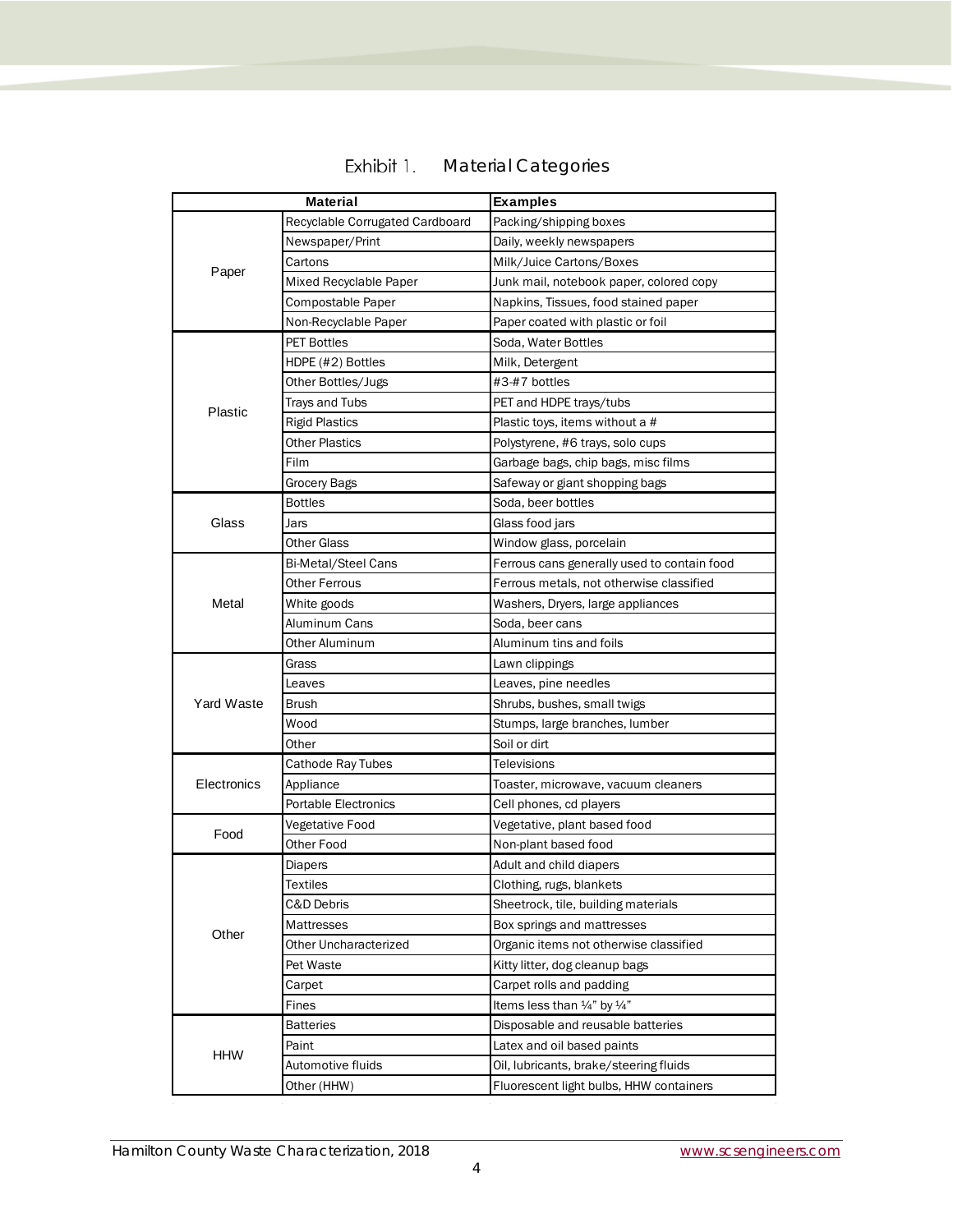Exhibit 1. Material Categories

| Material | | Examples |
|---|---|---|
| Paper | Recyclable Corrugated Cardboard | Packing/shipping boxes |
| | Newspaper/Print | Daily, weekly newspapers |
| | Cartons | Milk/Juice Cartons/Boxes |
| | Mixed Recyclable Paper | Junk mail, notebook paper, colored copy |
| | Compostable Paper | Napkins, Tissues, food stained paper |
| | Non-Recyclable Paper | Paper coated with plastic or foil |
| Plastic | PET Bottles | Soda, Water Bottles |
| | HDPE (#2) Bottles | Milk, Detergent |
| | Other Bottles/Jugs | #3-#7 bottles |
| | Trays and Tubs | PET and HDPE trays/tubs |
| | Rigid Plastics | Plastic toys, items without a # |
| | Other Plastics | Polystyrene, #6 trays, solo cups |
| | Film | Garbage bags, chip bags, misc films |
| | Grocery Bags | Safeway or giant shopping bags |
| Glass | Bottles | Soda, beer bottles |
| | Jars | Glass food jars |
| | Other Glass | Window glass, porcelain |
| Metal | Bi-Metal/Steel Cans | Ferrous cans generally used to contain food |
| | Other Ferrous | Ferrous metals, not otherwise classified |
| | White goods | Washers, Dryers, large appliances |
| | Aluminum Cans | Soda, beer cans |
| | Other Aluminum | Aluminum tins and foils |
| Yard Waste | Grass | Lawn clippings |
| | Leaves | Leaves, pine needles |
| | Brush | Shrubs, bushes, small twigs |
| | Wood | Stumps, large branches, lumber |
| | Other | Soil or dirt |
| Electronics | Cathode Ray Tubes | Televisions |
| | Appliance | Toaster, microwave, vacuum cleaners |
| | Portable Electronics | Cell phones, cd players |
| Food | Vegetative Food | Vegetative, plant based food |
| | Other Food | Non-plant based food |
| Other | Diapers | Adult and child diapers |
| | Textiles | Clothing, rugs, blankets |
| | C&D Debris | Sheetrock, tile, building materials |
| | Mattresses | Box springs and mattresses |
| | Other Uncharacterized | Organic items not otherwise classified |
| | Pet Waste | Kitty litter, dog cleanup bags |
| | Carpet | Carpet rolls and padding |
| | Fines | Items less than ¼" by ¼" |
| HHW | Batteries | Disposable and reusable batteries |
| | Paint | Latex and oil based paints |
| | Automotive fluids | Oil, lubricants, brake/steering fluids |
| | Other (HHW) | Fluorescent light bulbs, HHW containers |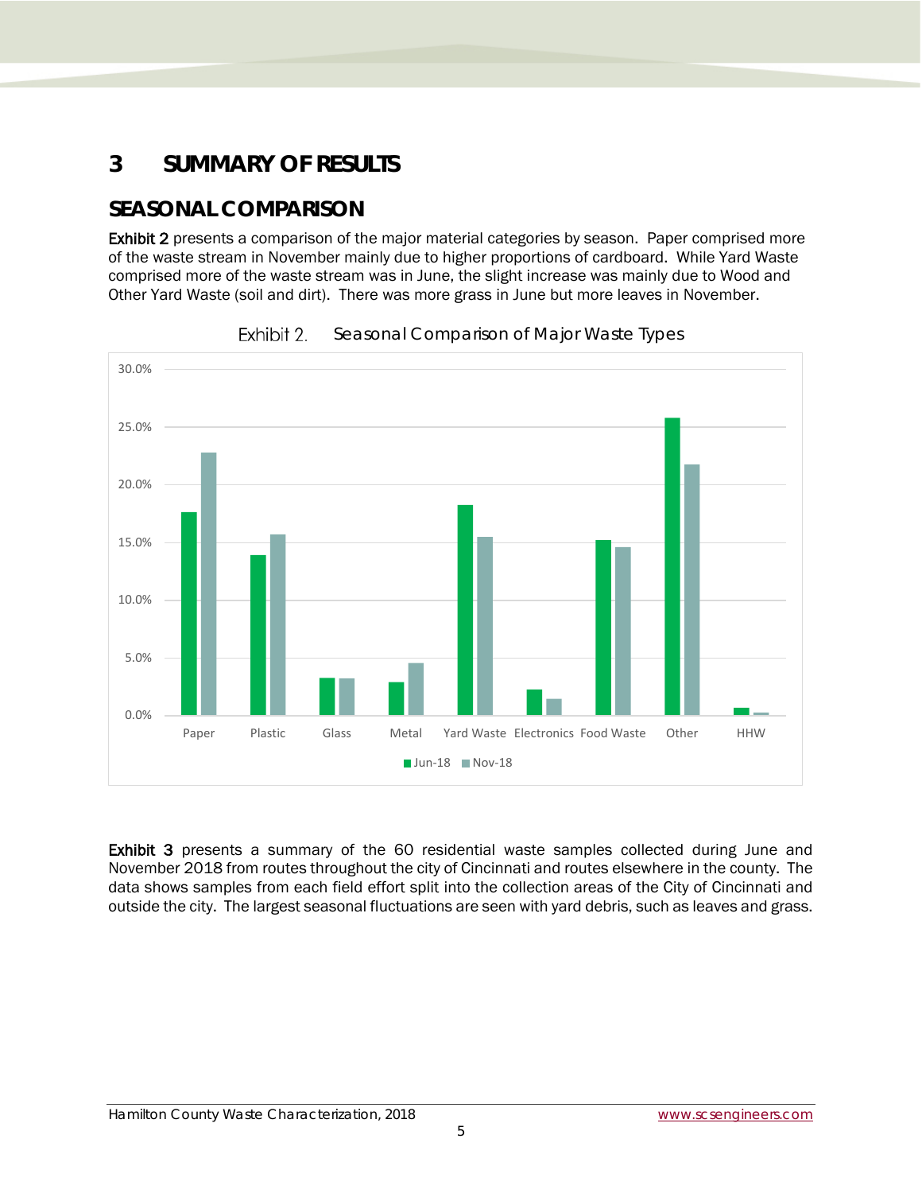# 3 SUMMARY OF RESULTS

## SEASONAL COMPARISON

**Exhibit 2** presents a comparison of the major material categories by season. Paper comprised more of the waste stream in November mainly due to higher proportions of cardboard. While Yard Waste comprised more of the waste stream was in June, the slight increase was mainly due to Wood and Other Yard Waste (soil and dirt). There was more grass in June but more leaves in November.

Exhibit 2. Seasonal Comparison of Major Waste Types

**Exhibit 3** presents a summary of the 60 residential waste samples collected during June and November 2018 from routes throughout the city of Cincinnati and routes elsewhere in the county. The data shows samples from each field effort split into the collection areas of the City of Cincinnati and outside the city. The largest seasonal fluctuations are seen with yard debris, such as leaves and grass.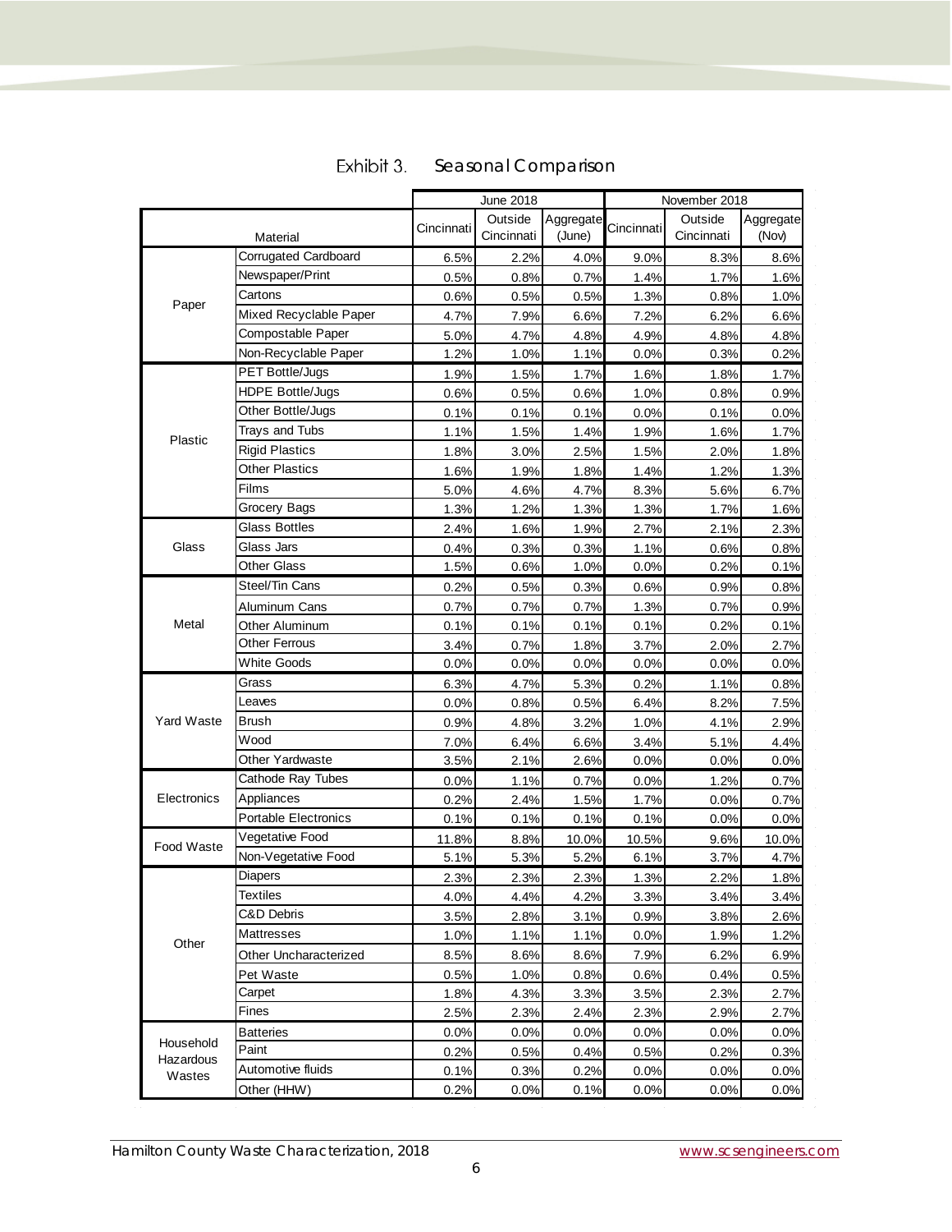## Exhibit 3. Seasonal Comparison

| Material | | June 2018 | | | November 2018 | | |
|---|---|---|---|---|---|---|---|
| | | Cincinnati | Outside Cincinnati | Aggregate (June) | Cincinnati | Outside Cincinnati | Aggregate (Nov) |
| Paper | Corrugated Cardboard | 6.5% | 2.2% | 4.0% | 9.0% | 8.3% | 8.6% |
| | Newspaper/Print | 0.5% | 0.8% | 0.7% | 1.4% | 1.7% | 1.6% |
| | Cartons | 0.6% | 0.5% | 0.5% | 1.3% | 0.8% | 1.0% |
| | Mixed Recyclable Paper | 4.7% | 7.9% | 6.6% | 7.2% | 6.2% | 6.6% |
| | Compostable Paper | 5.0% | 4.7% | 4.8% | 4.9% | 4.8% | 4.8% |
| | Non-Recyclable Paper | 1.2% | 1.0% | 1.1% | 0.0% | 0.3% | 0.2% |
| Plastic | PET Bottle/Jugs | 1.9% | 1.5% | 1.7% | 1.6% | 1.8% | 1.7% |
| | HDPE Bottle/Jugs | 0.6% | 0.5% | 0.6% | 1.0% | 0.8% | 0.9% |
| | Other Bottle/Jugs | 0.1% | 0.1% | 0.1% | 0.0% | 0.1% | 0.0% |
| | Trays and Tubs | 1.1% | 1.5% | 1.4% | 1.9% | 1.6% | 1.7% |
| | Rigid Plastics | 1.8% | 3.0% | 2.5% | 1.5% | 2.0% | 1.8% |
| | Other Plastics | 1.6% | 1.9% | 1.8% | 1.4% | 1.2% | 1.3% |
| | Films | 5.0% | 4.6% | 4.7% | 8.3% | 5.6% | 6.7% |
| | Grocery Bags | 1.3% | 1.2% | 1.3% | 1.3% | 1.7% | 1.6% |
| Glass | Glass Bottles | 2.4% | 1.6% | 1.9% | 2.7% | 2.1% | 2.3% |
| | Glass Jars | 0.4% | 0.3% | 0.3% | 1.1% | 0.6% | 0.8% |
| | Other Glass | 1.5% | 0.6% | 1.0% | 0.0% | 0.2% | 0.1% |
| Metal | Steel/Tin Cans | 0.2% | 0.5% | 0.3% | 0.6% | 0.9% | 0.8% |
| | Aluminum Cans | 0.7% | 0.7% | 0.7% | 1.3% | 0.7% | 0.9% |
| | Other Aluminum | 0.1% | 0.1% | 0.1% | 0.1% | 0.2% | 0.1% |
| | Other Ferrous | 3.4% | 0.7% | 1.8% | 3.7% | 2.0% | 2.7% |
| | White Goods | 0.0% | 0.0% | 0.0% | 0.0% | 0.0% | 0.0% |
| Yard Waste | Grass | 6.3% | 4.7% | 5.3% | 0.2% | 1.1% | 0.8% |
| | Leaves | 0.0% | 0.8% | 0.5% | 6.4% | 8.2% | 7.5% |
| | Brush | 0.9% | 4.8% | 3.2% | 1.0% | 4.1% | 2.9% |
| | Wood | 7.0% | 6.4% | 6.6% | 3.4% | 5.1% | 4.4% |
| | Other Yardwaste | 3.5% | 2.1% | 2.6% | 0.0% | 0.0% | 0.0% |
| Electronics | Cathode Ray Tubes | 0.0% | 1.1% | 0.7% | 0.0% | 1.2% | 0.7% |
| | Appliances | 0.2% | 2.4% | 1.5% | 1.7% | 0.0% | 0.7% |
| | Portable Electronics | 0.1% | 0.1% | 0.1% | 0.1% | 0.0% | 0.0% |
| Food Waste | Vegetative Food | 11.8% | 8.8% | 10.0% | 10.5% | 9.6% | 10.0% |
| | Non-Vegetative Food | 5.1% | 5.3% | 5.2% | 6.1% | 3.7% | 4.7% |
| Other | Diapers | 2.3% | 2.3% | 2.3% | 1.3% | 2.2% | 1.8% |
| | Textiles | 4.0% | 4.4% | 4.2% | 3.3% | 3.4% | 3.4% |
| | C&D Debris | 3.5% | 2.8% | 3.1% | 0.9% | 3.8% | 2.6% |
| | Mattresses | 1.0% | 1.1% | 1.1% | 0.0% | 1.9% | 1.2% |
| | Other Uncharacterized | 8.5% | 8.6% | 8.6% | 7.9% | 6.2% | 6.9% |
| | Pet Waste | 0.5% | 1.0% | 0.8% | 0.6% | 0.4% | 0.5% |
| | Carpet | 1.8% | 4.3% | 3.3% | 3.5% | 2.3% | 2.7% |
| | Fines | 2.5% | 2.3% | 2.4% | 2.3% | 2.9% | 2.7% |
| Household Hazardous Wastes | Batteries | 0.0% | 0.0% | 0.0% | 0.0% | 0.0% | 0.0% |
| | Paint | 0.2% | 0.5% | 0.4% | 0.5% | 0.2% | 0.3% |
| | Automotive fluids | 0.1% | 0.3% | 0.2% | 0.0% | 0.0% | 0.0% |
| | Other (HHW) | 0.2% | 0.0% | 0.1% | 0.0% | 0.0% | 0.0% |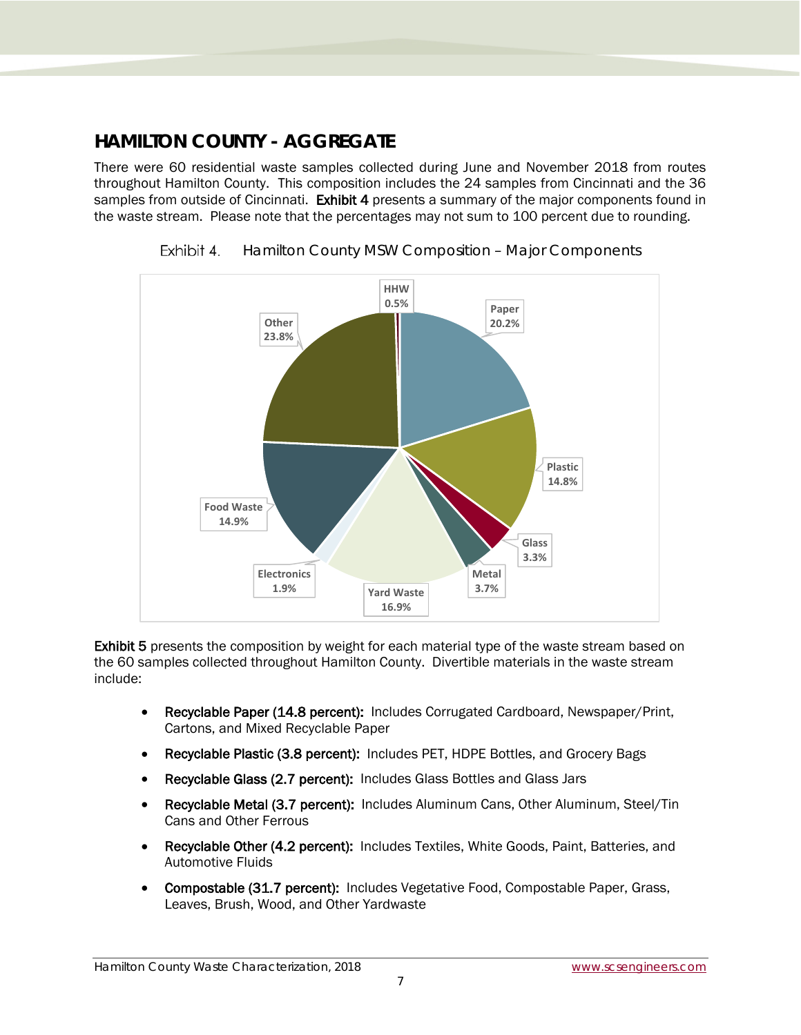## HAMILTON COUNTY - AGGREGATE

There were 60 residential waste samples collected during June and November 2018 from routes throughout Hamilton County. This composition includes the 24 samples from Cincinnati and the 36 samples from outside of Cincinnati. **Exhibit 4** presents a summary of the major components found in the waste stream. Please note that the percentages may not sum to 100 percent due to rounding.

Exhibit 4. Hamilton County MSW Composition – Major Components

| Component | Percent |
|---|---|
| HHW | 0.5% |
| Paper | 20.2% |
| Plastic | 14.8% |
| Glass | 3.3% |
| Metal | 3.7% |
| Yard Waste | 16.9% |
| Electronics | 1.9% |
| Food Waste | 14.9% |
| Other | 23.8% |

**Exhibit 5** presents the composition by weight for each material type of the waste stream based on the 60 samples collected throughout Hamilton County. Divertible materials in the waste stream include:

- **Recyclable Paper (14.8 percent):** Includes Corrugated Cardboard, Newspaper/Print, Cartons, and Mixed Recyclable Paper
- **Recyclable Plastic (3.8 percent):** Includes PET, HDPE Bottles, and Grocery Bags
- **Recyclable Glass (2.7 percent):** Includes Glass Bottles and Glass Jars
- **Recyclable Metal (3.7 percent):** Includes Aluminum Cans, Other Aluminum, Steel/Tin Cans and Other Ferrous
- **Recyclable Other (4.2 percent):** Includes Textiles, White Goods, Paint, Batteries, and Automotive Fluids
- **Compostable (31.7 percent):** Includes Vegetative Food, Compostable Paper, Grass, Leaves, Brush, Wood, and Other Yardwaste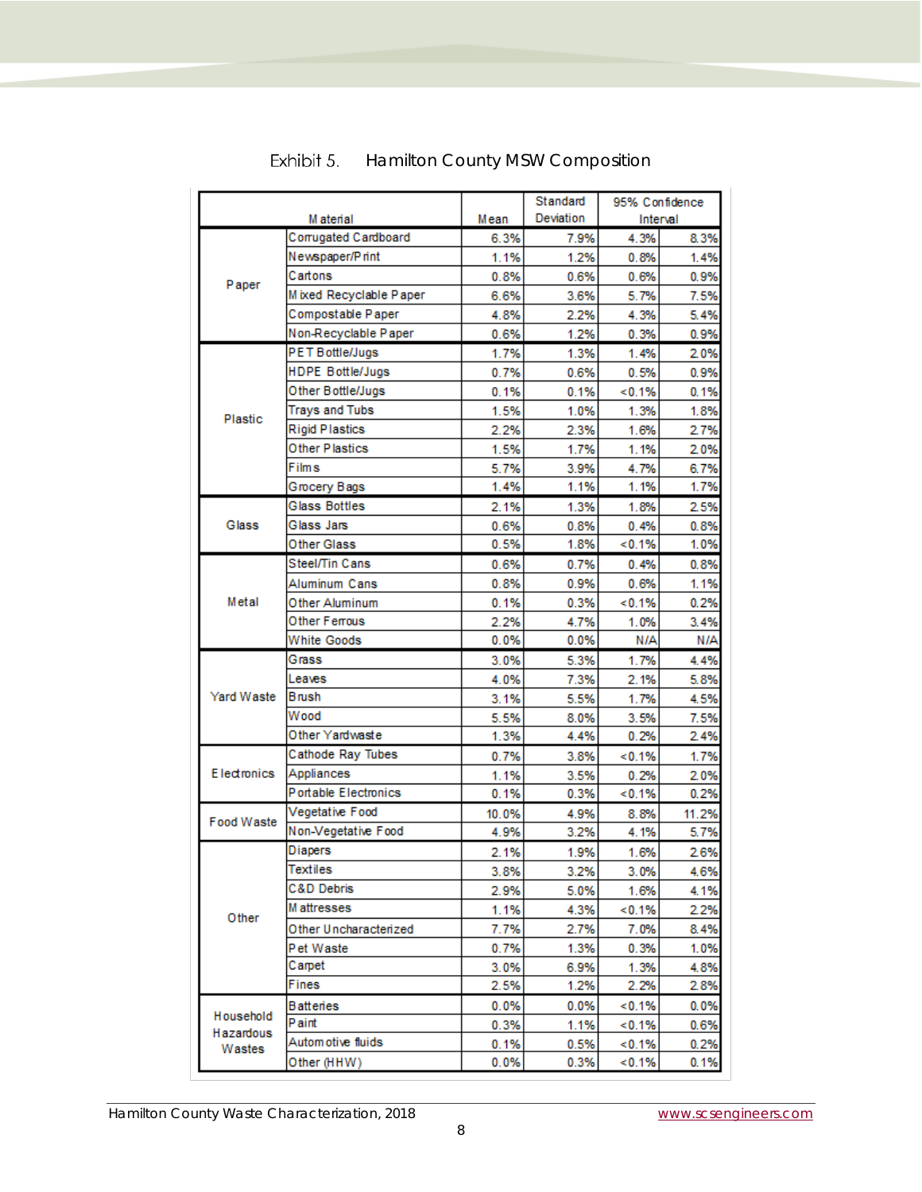Exhibit 5. Hamilton County MSW Composition

| Material | | Mean | Standard Deviation | 95% Confidence Interval | |
|---|---|---|---|---|---|
| Paper | Corrugated Cardboard | 6.3% | 7.9% | 4.3% | 8.3% |
| | Newspaper/Print | 1.1% | 1.2% | 0.8% | 1.4% |
| | Cartons | 0.8% | 0.6% | 0.6% | 0.9% |
| | Mixed Recyclable Paper | 6.6% | 3.6% | 5.7% | 7.5% |
| | Compostable Paper | 4.8% | 2.2% | 4.3% | 5.4% |
| | Non-Recyclable Paper | 0.6% | 1.2% | 0.3% | 0.9% |
| Plastic | PET Bottle/Jugs | 1.7% | 1.3% | 1.4% | 2.0% |
| | HDPE Bottle/Jugs | 0.7% | 0.6% | 0.5% | 0.9% |
| | Other Bottle/Jugs | 0.1% | 0.1% | <0.1% | 0.1% |
| | Trays and Tubs | 1.5% | 1.0% | 1.3% | 1.8% |
| | Rigid Plastics | 2.2% | 2.3% | 1.6% | 2.7% |
| | Other Plastics | 1.5% | 1.7% | 1.1% | 2.0% |
| | Films | 5.7% | 3.9% | 4.7% | 6.7% |
| | Grocery Bags | 1.4% | 1.1% | 1.1% | 1.7% |
| Glass | Glass Bottles | 2.1% | 1.3% | 1.8% | 2.5% |
| | Glass Jars | 0.6% | 0.8% | 0.4% | 0.8% |
| | Other Glass | 0.5% | 1.8% | <0.1% | 1.0% |
| Metal | Steel/Tin Cans | 0.6% | 0.7% | 0.4% | 0.8% |
| | Aluminum Cans | 0.8% | 0.9% | 0.6% | 1.1% |
| | Other Aluminum | 0.1% | 0.3% | <0.1% | 0.2% |
| | Other Ferrous | 2.2% | 4.7% | 1.0% | 3.4% |
| | White Goods | 0.0% | 0.0% | N/A | N/A |
| Yard Waste | Grass | 3.0% | 5.3% | 1.7% | 4.4% |
| | Leaves | 4.0% | 7.3% | 2.1% | 5.8% |
| | Brush | 3.1% | 5.5% | 1.7% | 4.5% |
| | Wood | 5.5% | 8.0% | 3.5% | 7.5% |
| | Other Yardwaste | 1.3% | 4.4% | 0.2% | 2.4% |
| Electronics | Cathode Ray Tubes | 0.7% | 3.8% | <0.1% | 1.7% |
| | Appliances | 1.1% | 3.5% | 0.2% | 2.0% |
| | Portable Electronics | 0.1% | 0.3% | <0.1% | 0.2% |
| Food Waste | Vegetative Food | 10.0% | 4.9% | 8.8% | 11.2% |
| | Non-Vegetative Food | 4.9% | 3.2% | 4.1% | 5.7% |
| Other | Diapers | 2.1% | 1.9% | 1.6% | 2.6% |
| | Textiles | 3.8% | 3.2% | 3.0% | 4.6% |
| | C&D Debris | 2.9% | 5.0% | 1.6% | 4.1% |
| | Mattresses | 1.1% | 4.3% | <0.1% | 2.2% |
| | Other Uncharacterized | 7.7% | 2.7% | 7.0% | 8.4% |
| | Pet Waste | 0.7% | 1.3% | 0.3% | 1.0% |
| | Carpet | 3.0% | 6.9% | 1.3% | 4.8% |
| | Fines | 2.5% | 1.2% | 2.2% | 2.8% |
| Household Hazardous Wastes | Batteries | 0.0% | 0.0% | <0.1% | 0.0% |
| | Paint | 0.3% | 1.1% | <0.1% | 0.6% |
| | Automotive fluids | 0.1% | 0.5% | <0.1% | 0.2% |
| | Other (HHW) | 0.0% | 0.3% | <0.1% | 0.1% |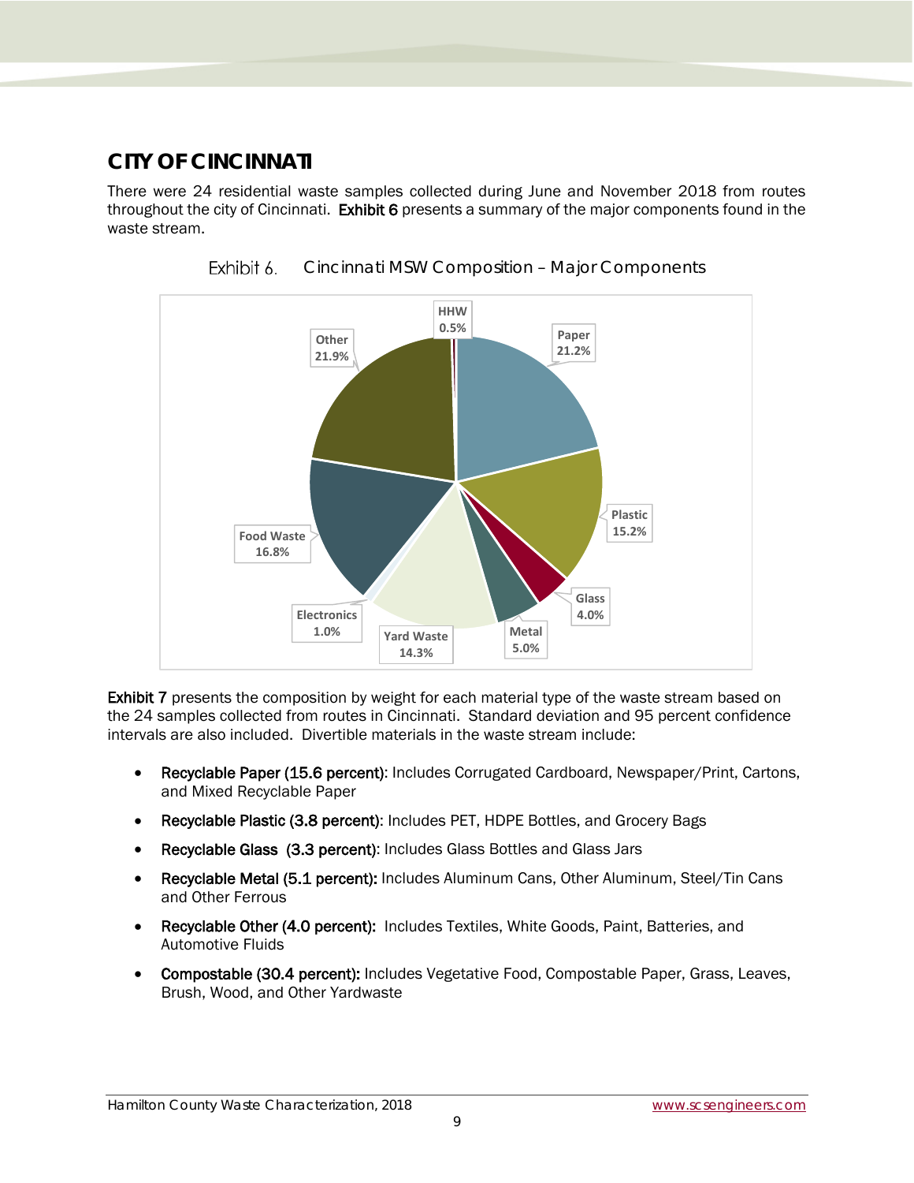## CITY OF CINCINNATI

There were 24 residential waste samples collected during June and November 2018 from routes throughout the city of Cincinnati. **Exhibit 6** presents a summary of the major components found in the waste stream.

Exhibit 6. Cincinnati MSW Composition – Major Components

HHW 0.5%

Paper 21.2%

Other 21.9%

Plastic 15.2%

Food Waste 16.8%

Glass 4.0%

Electronics 1.0%

Metal 5.0%

Yard Waste 14.3%

**Exhibit 7** presents the composition by weight for each material type of the waste stream based on the 24 samples collected from routes in Cincinnati. Standard deviation and 95 percent confidence intervals are also included. Divertible materials in the waste stream include:

- **Recyclable Paper (15.6 percent)**: Includes Corrugated Cardboard, Newspaper/Print, Cartons, and Mixed Recyclable Paper
- **Recyclable Plastic (3.8 percent)**: Includes PET, HDPE Bottles, and Grocery Bags
- **Recyclable Glass (3.3 percent)**: Includes Glass Bottles and Glass Jars
- **Recyclable Metal (5.1 percent):** Includes Aluminum Cans, Other Aluminum, Steel/Tin Cans and Other Ferrous
- **Recyclable Other (4.0 percent):** Includes Textiles, White Goods, Paint, Batteries, and Automotive Fluids
- **Compostable (30.4 percent):** Includes Vegetative Food, Compostable Paper, Grass, Leaves, Brush, Wood, and Other Yardwaste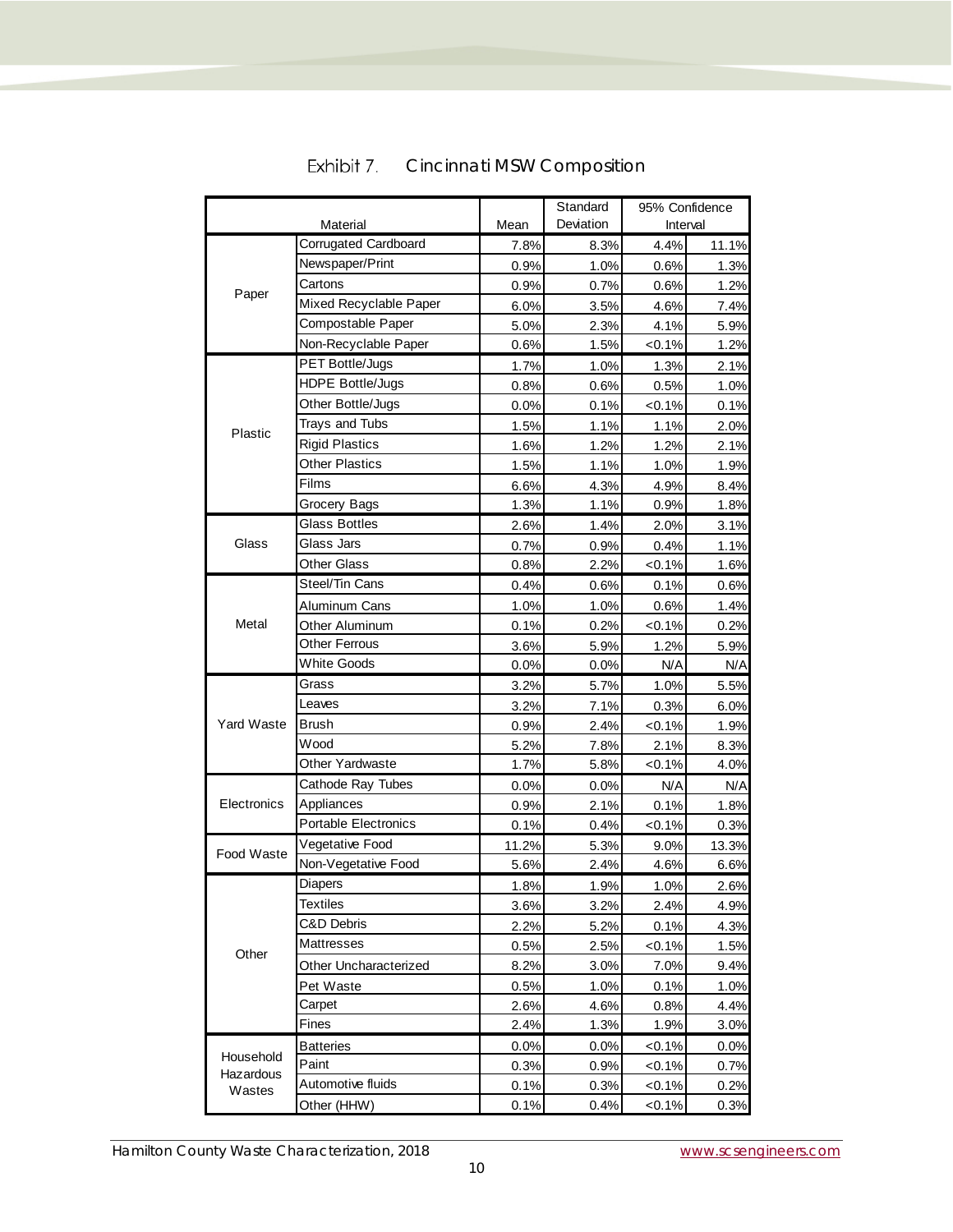## Exhibit 7. Cincinnati MSW Composition

| Material | | Mean | Standard Deviation | 95% Confidence Interval | |
|---|---|---|---|---|---|
| Paper | Corrugated Cardboard | 7.8% | 8.3% | 4.4% | 11.1% |
| | Newspaper/Print | 0.9% | 1.0% | 0.6% | 1.3% |
| | Cartons | 0.9% | 0.7% | 0.6% | 1.2% |
| | Mixed Recyclable Paper | 6.0% | 3.5% | 4.6% | 7.4% |
| | Compostable Paper | 5.0% | 2.3% | 4.1% | 5.9% |
| | Non-Recyclable Paper | 0.6% | 1.5% | <0.1% | 1.2% |
| Plastic | PET Bottle/Jugs | 1.7% | 1.0% | 1.3% | 2.1% |
| | HDPE Bottle/Jugs | 0.8% | 0.6% | 0.5% | 1.0% |
| | Other Bottle/Jugs | 0.0% | 0.1% | <0.1% | 0.1% |
| | Trays and Tubs | 1.5% | 1.1% | 1.1% | 2.0% |
| | Rigid Plastics | 1.6% | 1.2% | 1.2% | 2.1% |
| | Other Plastics | 1.5% | 1.1% | 1.0% | 1.9% |
| | Films | 6.6% | 4.3% | 4.9% | 8.4% |
| | Grocery Bags | 1.3% | 1.1% | 0.9% | 1.8% |
| Glass | Glass Bottles | 2.6% | 1.4% | 2.0% | 3.1% |
| | Glass Jars | 0.7% | 0.9% | 0.4% | 1.1% |
| | Other Glass | 0.8% | 2.2% | <0.1% | 1.6% |
| Metal | Steel/Tin Cans | 0.4% | 0.6% | 0.1% | 0.6% |
| | Aluminum Cans | 1.0% | 1.0% | 0.6% | 1.4% |
| | Other Aluminum | 0.1% | 0.2% | <0.1% | 0.2% |
| | Other Ferrous | 3.6% | 5.9% | 1.2% | 5.9% |
| | White Goods | 0.0% | 0.0% | N/A | N/A |
| Yard Waste | Grass | 3.2% | 5.7% | 1.0% | 5.5% |
| | Leaves | 3.2% | 7.1% | 0.3% | 6.0% |
| | Brush | 0.9% | 2.4% | <0.1% | 1.9% |
| | Wood | 5.2% | 7.8% | 2.1% | 8.3% |
| | Other Yardwaste | 1.7% | 5.8% | <0.1% | 4.0% |
| Electronics | Cathode Ray Tubes | 0.0% | 0.0% | N/A | N/A |
| | Appliances | 0.9% | 2.1% | 0.1% | 1.8% |
| | Portable Electronics | 0.1% | 0.4% | <0.1% | 0.3% |
| Food Waste | Vegetative Food | 11.2% | 5.3% | 9.0% | 13.3% |
| | Non-Vegetative Food | 5.6% | 2.4% | 4.6% | 6.6% |
| Other | Diapers | 1.8% | 1.9% | 1.0% | 2.6% |
| | Textiles | 3.6% | 3.2% | 2.4% | 4.9% |
| | C&D Debris | 2.2% | 5.2% | 0.1% | 4.3% |
| | Mattresses | 0.5% | 2.5% | <0.1% | 1.5% |
| | Other Uncharacterized | 8.2% | 3.0% | 7.0% | 9.4% |
| | Pet Waste | 0.5% | 1.0% | 0.1% | 1.0% |
| | Carpet | 2.6% | 4.6% | 0.8% | 4.4% |
| | Fines | 2.4% | 1.3% | 1.9% | 3.0% |
| Household Hazardous Wastes | Batteries | 0.0% | 0.0% | <0.1% | 0.0% |
| | Paint | 0.3% | 0.9% | <0.1% | 0.7% |
| | Automotive fluids | 0.1% | 0.3% | <0.1% | 0.2% |
| | Other (HHW) | 0.1% | 0.4% | <0.1% | 0.3% |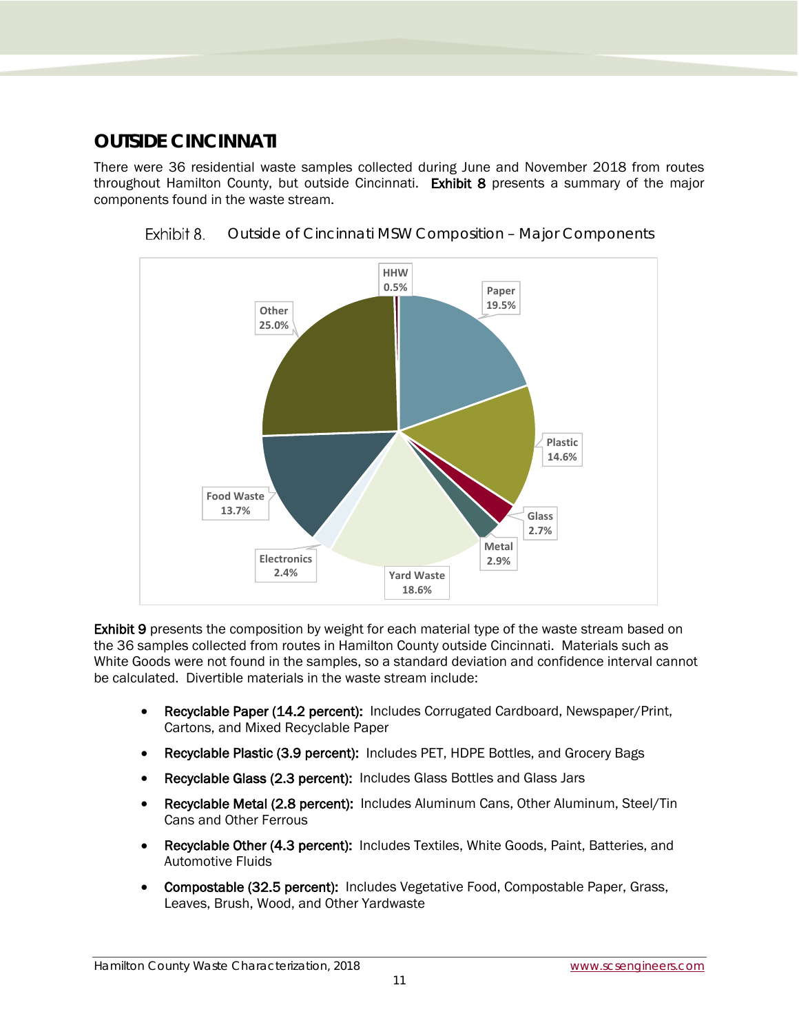## OUTSIDE CINCINNATI

There were 36 residential waste samples collected during June and November 2018 from routes throughout Hamilton County, but outside Cincinnati. **Exhibit 8** presents a summary of the major components found in the waste stream.

Exhibit 8. Outside of Cincinnati MSW Composition – Major Components

| Component | Percent |
|---|---|
| HHW | 0.5% |
| Paper | 19.5% |
| Plastic | 14.6% |
| Glass | 2.7% |
| Metal | 2.9% |
| Yard Waste | 18.6% |
| Electronics | 2.4% |
| Food Waste | 13.7% |
| Other | 25.0% |

**Exhibit 9** presents the composition by weight for each material type of the waste stream based on the 36 samples collected from routes in Hamilton County outside Cincinnati. Materials such as White Goods were not found in the samples, so a standard deviation and confidence interval cannot be calculated. Divertible materials in the waste stream include:

- **Recyclable Paper (14.2 percent):** Includes Corrugated Cardboard, Newspaper/Print, Cartons, and Mixed Recyclable Paper
- **Recyclable Plastic (3.9 percent):** Includes PET, HDPE Bottles, and Grocery Bags
- **Recyclable Glass (2.3 percent):** Includes Glass Bottles and Glass Jars
- **Recyclable Metal (2.8 percent):** Includes Aluminum Cans, Other Aluminum, Steel/Tin Cans and Other Ferrous
- **Recyclable Other (4.3 percent):** Includes Textiles, White Goods, Paint, Batteries, and Automotive Fluids
- **Compostable (32.5 percent):** Includes Vegetative Food, Compostable Paper, Grass, Leaves, Brush, Wood, and Other Yardwaste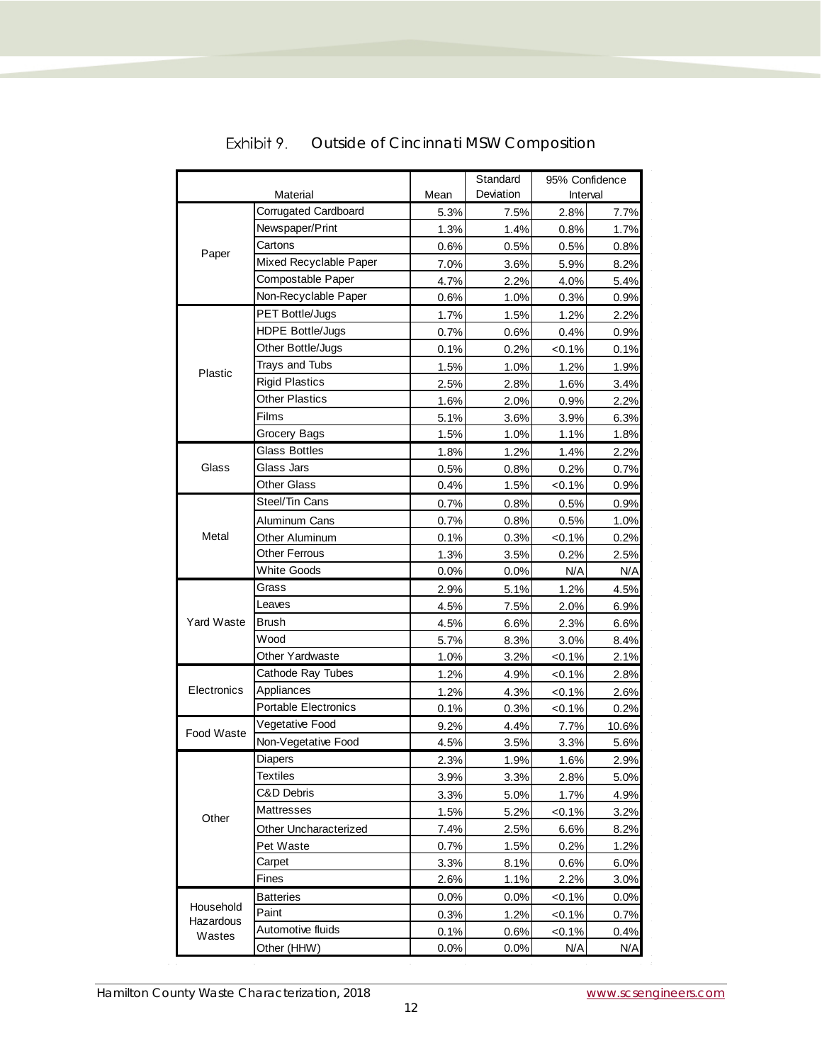Exhibit 9. Outside of Cincinnati MSW Composition

| Material | | Mean | Standard Deviation | 95% Confidence Interval | |
|---|---|---|---|---|---|
| Paper | Corrugated Cardboard | 5.3% | 7.5% | 2.8% | 7.7% |
| | Newspaper/Print | 1.3% | 1.4% | 0.8% | 1.7% |
| | Cartons | 0.6% | 0.5% | 0.5% | 0.8% |
| | Mixed Recyclable Paper | 7.0% | 3.6% | 5.9% | 8.2% |
| | Compostable Paper | 4.7% | 2.2% | 4.0% | 5.4% |
| | Non-Recyclable Paper | 0.6% | 1.0% | 0.3% | 0.9% |
| Plastic | PET Bottle/Jugs | 1.7% | 1.5% | 1.2% | 2.2% |
| | HDPE Bottle/Jugs | 0.7% | 0.6% | 0.4% | 0.9% |
| | Other Bottle/Jugs | 0.1% | 0.2% | <0.1% | 0.1% |
| | Trays and Tubs | 1.5% | 1.0% | 1.2% | 1.9% |
| | Rigid Plastics | 2.5% | 2.8% | 1.6% | 3.4% |
| | Other Plastics | 1.6% | 2.0% | 0.9% | 2.2% |
| | Films | 5.1% | 3.6% | 3.9% | 6.3% |
| | Grocery Bags | 1.5% | 1.0% | 1.1% | 1.8% |
| Glass | Glass Bottles | 1.8% | 1.2% | 1.4% | 2.2% |
| | Glass Jars | 0.5% | 0.8% | 0.2% | 0.7% |
| | Other Glass | 0.4% | 1.5% | <0.1% | 0.9% |
| Metal | Steel/Tin Cans | 0.7% | 0.8% | 0.5% | 0.9% |
| | Aluminum Cans | 0.7% | 0.8% | 0.5% | 1.0% |
| | Other Aluminum | 0.1% | 0.3% | <0.1% | 0.2% |
| | Other Ferrous | 1.3% | 3.5% | 0.2% | 2.5% |
| | White Goods | 0.0% | 0.0% | N/A | N/A |
| Yard Waste | Grass | 2.9% | 5.1% | 1.2% | 4.5% |
| | Leaves | 4.5% | 7.5% | 2.0% | 6.9% |
| | Brush | 4.5% | 6.6% | 2.3% | 6.6% |
| | Wood | 5.7% | 8.3% | 3.0% | 8.4% |
| | Other Yardwaste | 1.0% | 3.2% | <0.1% | 2.1% |
| Electronics | Cathode Ray Tubes | 1.2% | 4.9% | <0.1% | 2.8% |
| | Appliances | 1.2% | 4.3% | <0.1% | 2.6% |
| | Portable Electronics | 0.1% | 0.3% | <0.1% | 0.2% |
| Food Waste | Vegetative Food | 9.2% | 4.4% | 7.7% | 10.6% |
| | Non-Vegetative Food | 4.5% | 3.5% | 3.3% | 5.6% |
| Other | Diapers | 2.3% | 1.9% | 1.6% | 2.9% |
| | Textiles | 3.9% | 3.3% | 2.8% | 5.0% |
| | C&D Debris | 3.3% | 5.0% | 1.7% | 4.9% |
| | Mattresses | 1.5% | 5.2% | <0.1% | 3.2% |
| | Other Uncharacterized | 7.4% | 2.5% | 6.6% | 8.2% |
| | Pet Waste | 0.7% | 1.5% | 0.2% | 1.2% |
| | Carpet | 3.3% | 8.1% | 0.6% | 6.0% |
| | Fines | 2.6% | 1.1% | 2.2% | 3.0% |
| Household Hazardous Wastes | Batteries | 0.0% | 0.0% | <0.1% | 0.0% |
| | Paint | 0.3% | 1.2% | <0.1% | 0.7% |
| | Automotive fluids | 0.1% | 0.6% | <0.1% | 0.4% |
| | Other (HHW) | 0.0% | 0.0% | N/A | N/A |